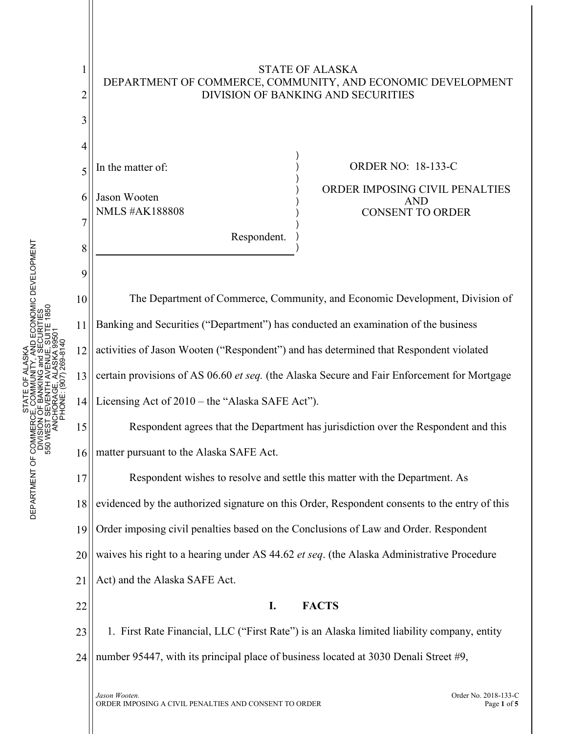STATE OF ALASKA
DEPARTMENT OF COMMERCE, COMMUNITY, AND ECONOMIC DEVELOPMENT
DIVISION OF BANKING AND SECURITIES

| In the matter of: | ORDER NO: 18-133-C |
|---|---|
| Jason Wooten<br>NMLS #AK188808 | ORDER IMPOSING CIVIL PENALTIES AND CONSENT TO ORDER |
| Respondent. | |

The Department of Commerce, Community, and Economic Development, Division of Banking and Securities ("Department") has conducted an examination of the business activities of Jason Wooten ("Respondent") and has determined that Respondent violated certain provisions of AS 06.60 *et seq.* (the Alaska Secure and Fair Enforcement for Mortgage Licensing Act of 2010 – the "Alaska SAFE Act").

Respondent agrees that the Department has jurisdiction over the Respondent and this matter pursuant to the Alaska SAFE Act.

Respondent wishes to resolve and settle this matter with the Department. As evidenced by the authorized signature on this Order, Respondent consents to the entry of this Order imposing civil penalties based on the Conclusions of Law and Order. Respondent waives his right to a hearing under AS 44.62 *et seq*. (the Alaska Administrative Procedure Act) and the Alaska SAFE Act.

## I. FACTS

1. First Rate Financial, LLC ("First Rate") is an Alaska limited liability company, entity number 95447, with its principal place of business located at 3030 Denali Street #9,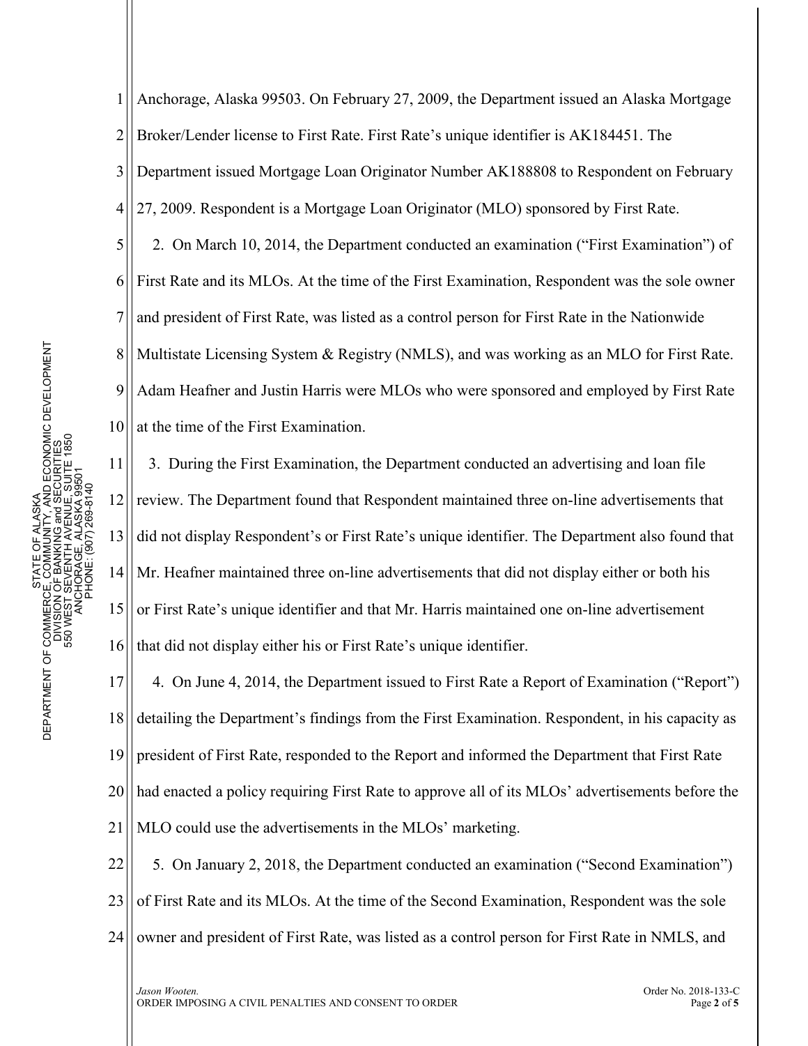Anchorage, Alaska 99503. On February 27, 2009, the Department issued an Alaska Mortgage Broker/Lender license to First Rate. First Rate's unique identifier is AK184451. The Department issued Mortgage Loan Originator Number AK188808 to Respondent on February 27, 2009. Respondent is a Mortgage Loan Originator (MLO) sponsored by First Rate.

2. On March 10, 2014, the Department conducted an examination ("First Examination") of First Rate and its MLOs. At the time of the First Examination, Respondent was the sole owner and president of First Rate, was listed as a control person for First Rate in the Nationwide Multistate Licensing System & Registry (NMLS), and was working as an MLO for First Rate. Adam Heafner and Justin Harris were MLOs who were sponsored and employed by First Rate at the time of the First Examination.

3. During the First Examination, the Department conducted an advertising and loan file review. The Department found that Respondent maintained three on-line advertisements that did not display Respondent's or First Rate's unique identifier. The Department also found that Mr. Heafner maintained three on-line advertisements that did not display either or both his or First Rate's unique identifier and that Mr. Harris maintained one on-line advertisement that did not display either his or First Rate's unique identifier.

4. On June 4, 2014, the Department issued to First Rate a Report of Examination ("Report") detailing the Department's findings from the First Examination. Respondent, in his capacity as president of First Rate, responded to the Report and informed the Department that First Rate had enacted a policy requiring First Rate to approve all of its MLOs' advertisements before the MLO could use the advertisements in the MLOs' marketing.

5. On January 2, 2018, the Department conducted an examination ("Second Examination") of First Rate and its MLOs. At the time of the Second Examination, Respondent was the sole owner and president of First Rate, was listed as a control person for First Rate in NMLS, and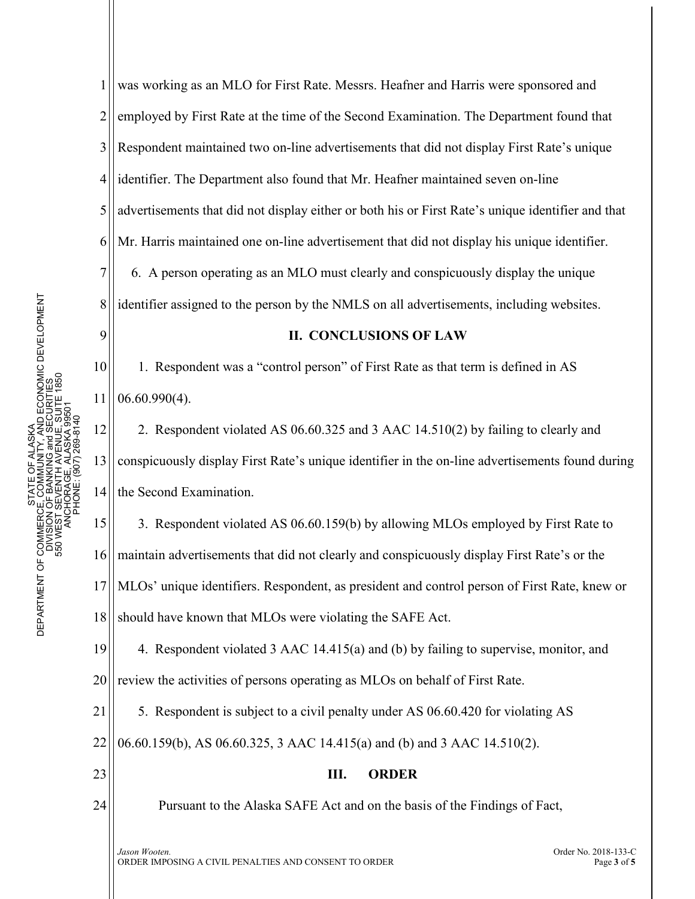was working as an MLO for First Rate. Messrs. Heafner and Harris were sponsored and employed by First Rate at the time of the Second Examination. The Department found that Respondent maintained two on-line advertisements that did not display First Rate's unique identifier. The Department also found that Mr. Heafner maintained seven on-line advertisements that did not display either or both his or First Rate's unique identifier and that Mr. Harris maintained one on-line advertisement that did not display his unique identifier.

6. A person operating as an MLO must clearly and conspicuously display the unique identifier assigned to the person by the NMLS on all advertisements, including websites.

## II. CONCLUSIONS OF LAW

1. Respondent was a "control person" of First Rate as that term is defined in AS 06.60.990(4).

2. Respondent violated AS 06.60.325 and 3 AAC 14.510(2) by failing to clearly and conspicuously display First Rate's unique identifier in the on-line advertisements found during the Second Examination.

3. Respondent violated AS 06.60.159(b) by allowing MLOs employed by First Rate to maintain advertisements that did not clearly and conspicuously display First Rate's or the MLOs' unique identifiers. Respondent, as president and control person of First Rate, knew or should have known that MLOs were violating the SAFE Act.

4. Respondent violated 3 AAC 14.415(a) and (b) by failing to supervise, monitor, and review the activities of persons operating as MLOs on behalf of First Rate.

5. Respondent is subject to a civil penalty under AS 06.60.420 for violating AS 06.60.159(b), AS 06.60.325, 3 AAC 14.415(a) and (b) and 3 AAC 14.510(2).

## III. ORDER

Pursuant to the Alaska SAFE Act and on the basis of the Findings of Fact,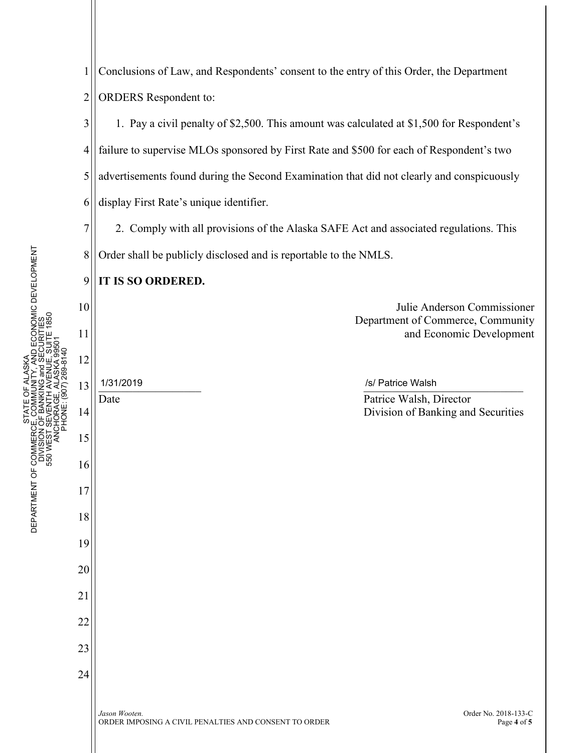Conclusions of Law, and Respondents' consent to the entry of this Order, the Department ORDERS Respondent to:

1. Pay a civil penalty of $2,500. This amount was calculated at $1,500 for Respondent's failure to supervise MLOs sponsored by First Rate and $500 for each of Respondent's two advertisements found during the Second Examination that did not clearly and conspicuously display First Rate's unique identifier.

2. Comply with all provisions of the Alaska SAFE Act and associated regulations. This Order shall be publicly disclosed and is reportable to the NMLS.

**IT IS SO ORDERED.**

Julie Anderson Commissioner
Department of Commerce, Community and Economic Development

1/31/2019
Date

/s/ Patrice Walsh
Patrice Walsh, Director
Division of Banking and Securities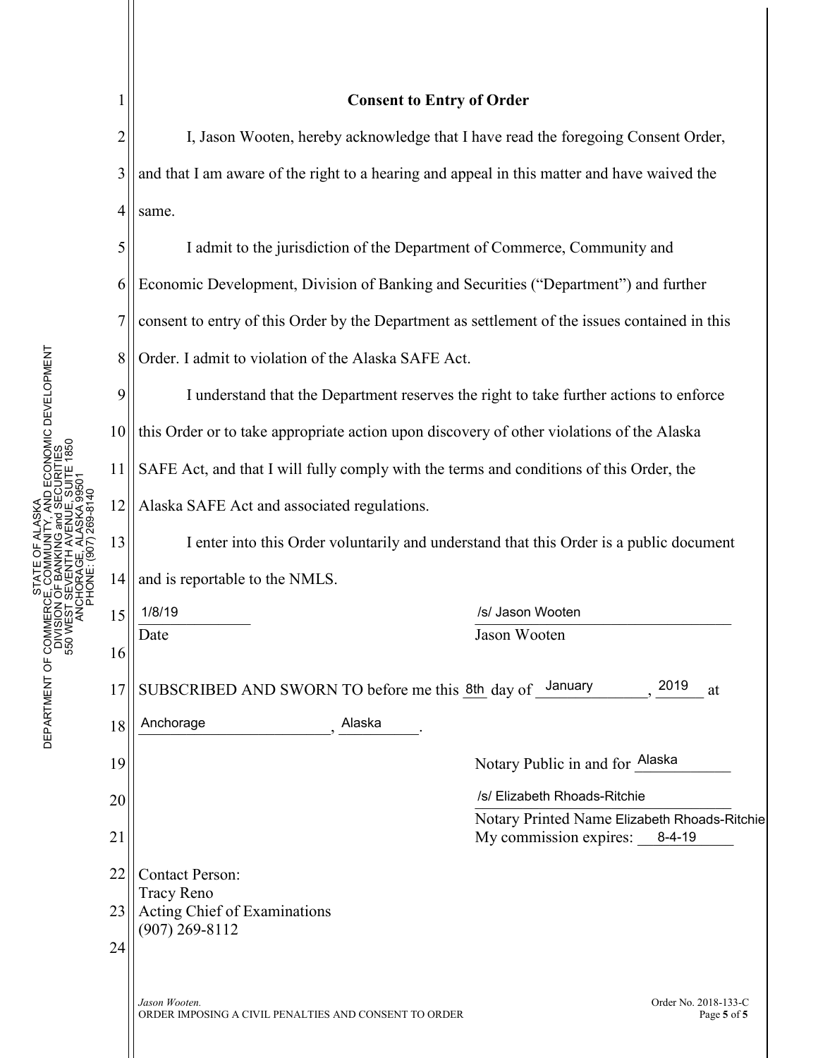**Consent to Entry of Order**

I, Jason Wooten, hereby acknowledge that I have read the foregoing Consent Order, and that I am aware of the right to a hearing and appeal in this matter and have waived the same.

I admit to the jurisdiction of the Department of Commerce, Community and Economic Development, Division of Banking and Securities ("Department") and further consent to entry of this Order by the Department as settlement of the issues contained in this Order. I admit to violation of the Alaska SAFE Act.

I understand that the Department reserves the right to take further actions to enforce this Order or to take appropriate action upon discovery of other violations of the Alaska SAFE Act, and that I will fully comply with the terms and conditions of this Order, the Alaska SAFE Act and associated regulations.

I enter into this Order voluntarily and understand that this Order is a public document and is reportable to the NMLS.

1/8/19
Date

/s/ Jason Wooten
Jason Wooten

SUBSCRIBED AND SWORN TO before me this 8th day of January, 2019 at Anchorage, Alaska.

Notary Public in and for Alaska

/s/ Elizabeth Rhoads-Ritchie
Notary Printed Name Elizabeth Rhoads-Ritchie
My commission expires: 8-4-19

Contact Person:
Tracy Reno
Acting Chief of Examinations
(907) 269-8112